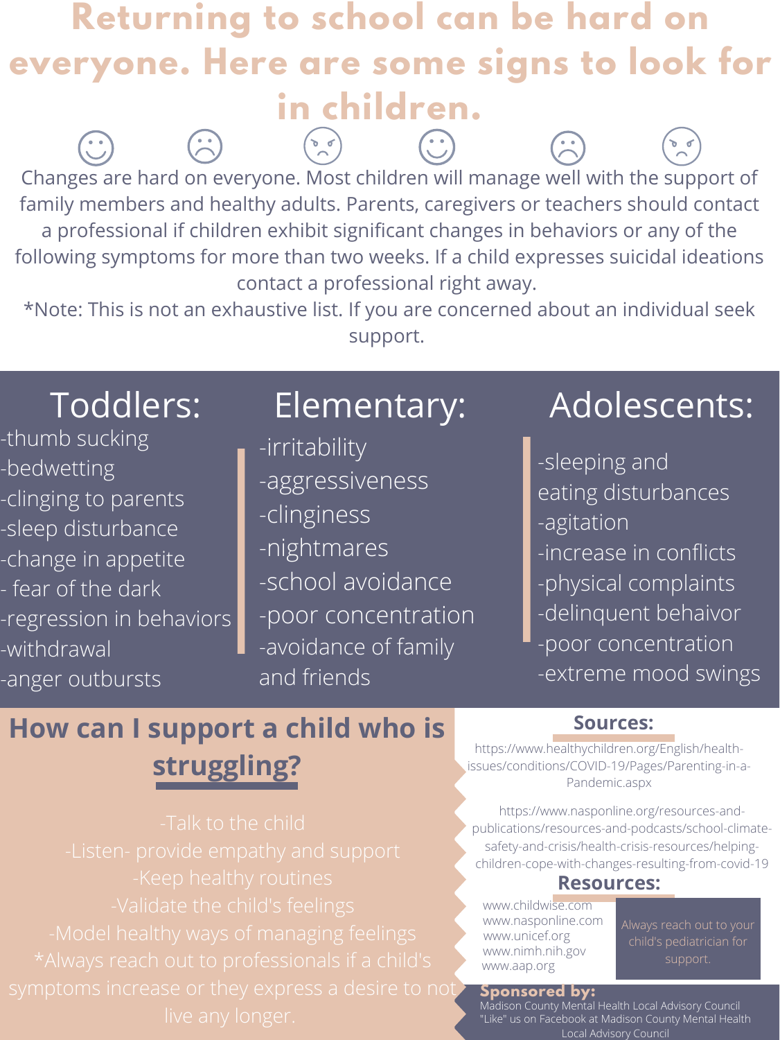# Returning to school can be hard on everyone. Here are some signs to look for in children.

Changes are hard on everyone. Most children will manage well with the support of family members and healthy adults. Parents, caregivers or teachers should contact a professional if children exhibit significant changes in behaviors or any of the following symptoms for more than two weeks. If a child expresses suicidal ideations contact a professional right away.

*Note: This is not an exhaustive list. If you are concerned about an individual seek support.

## Toddlers:

-thumb sucking
-bedwetting
-clinging to parents
-sleep disturbance
-change in appetite
- fear of the dark
-regression in behaviors
-withdrawal
-anger outbursts

## Elementary:

-irritability
-aggressiveness
-clinginess
-nightmares
-school avoidance
-poor concentration
-avoidance of family and friends

## Adolescents:

-sleeping and eating disturbances
-agitation
-increase in conflicts
-physical complaints
-delinquent behaivor
-poor concentration
-extreme mood swings

## How can I support a child who is struggling?

-Talk to the child
-Listen- provide empathy and support
-Keep healthy routines
-Validate the child's feelings
-Model healthy ways of managing feelings
*Always reach out to professionals if a child's symptoms increase or they express a desire to not live any longer.

## Sources:

https://www.healthychildren.org/English/health-issues/conditions/COVID-19/Pages/Parenting-in-a-Pandemic.aspx

https://www.nasponline.org/resources-and-publications/resources-and-podcasts/school-climate-safety-and-crisis/health-crisis-resources/helping-children-cope-with-changes-resulting-from-covid-19

## Resources:

www.childwise.com
www.nasponline.com
www.unicef.org
www.nimh.nih.gov
www.aap.org

Always reach out to your child's pediatrician for support.

**Sponsored by:**
Madison County Mental Health Local Advisory Council
"Like" us on Facebook at Madison County Mental Health Local Advisory Council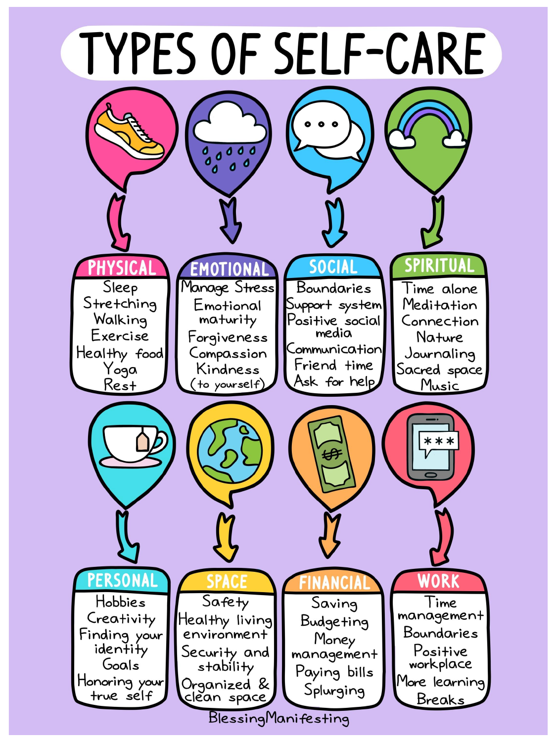# TYPES OF SELF-CARE

## PHYSICAL
- Sleep
- Stretching
- Walking
- Exercise
- Healthy food
- Yoga
- Rest

## EMOTIONAL
- Manage Stress
- Emotional maturity
- Forgiveness
- Compassion
- Kindness (to yourself)

## SOCIAL
- Boundaries
- Support system
- Positive social media
- Communication
- Friend time
- Ask for help

## SPIRITUAL
- Time alone
- Meditation
- Connection
- Nature
- Journaling
- Sacred space
- Music

## PERSONAL
- Hobbies
- Creativity
- Finding your identity
- Goals
- Honoring your true self

## SPACE
- Safety
- Healthy living environment
- Security and stability
- Organized & clean space

## FINANCIAL
- Saving
- Budgeting
- Money management
- Paying bills
- Splurging

## WORK
- Time management
- Boundaries
- Positive workplace
- More learning
- Breaks

BlessingManifesting